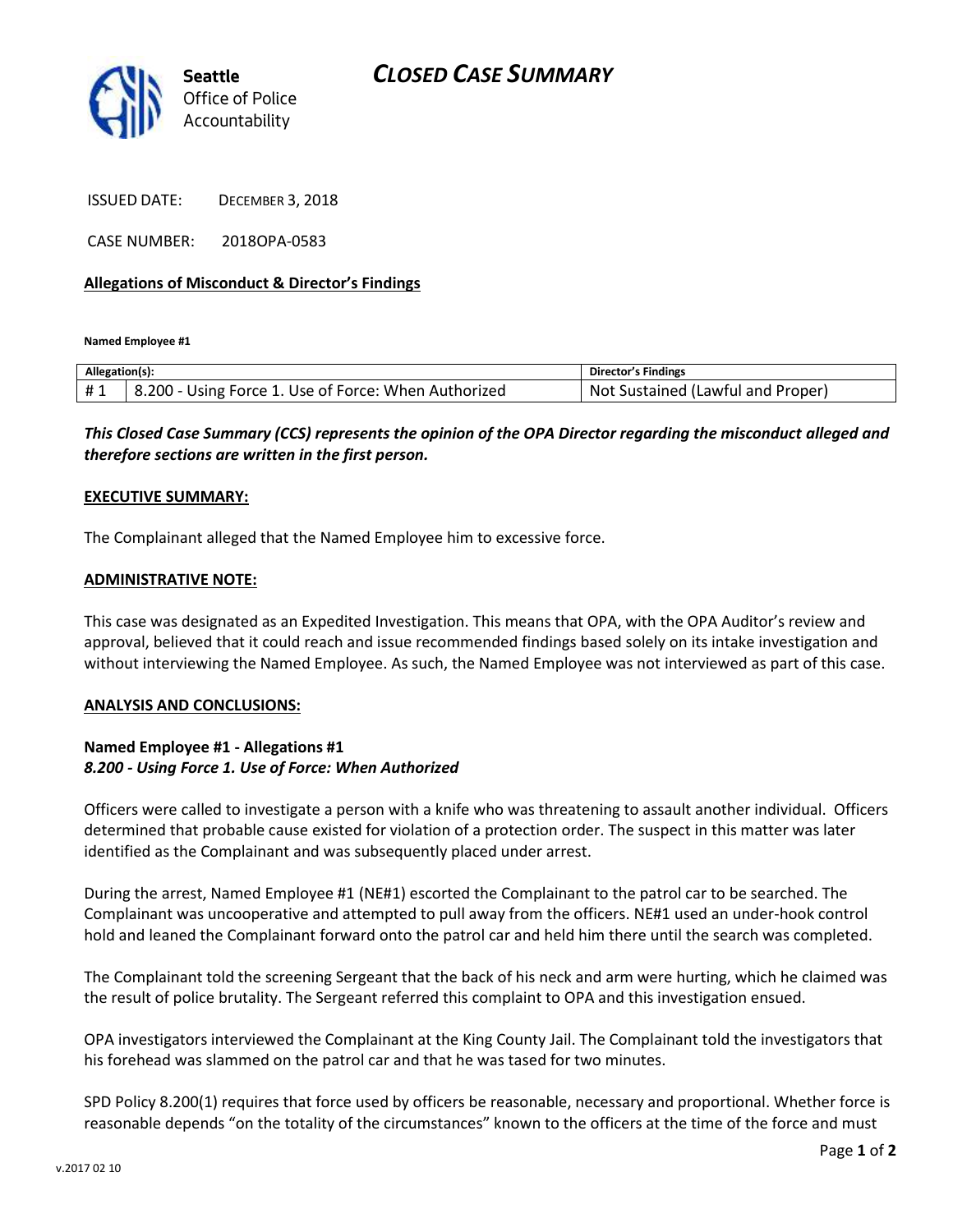Seattle Office of Police Accountability

# CLOSED CASE SUMMARY

ISSUED DATE: DECEMBER 3, 2018

CASE NUMBER: 2018OPA-0583

**Allegations of Misconduct & Director's Findings**

**Named Employee #1**

| Allegation(s): | | Director's Findings |
|---|---|---|
| # 1 | 8.200 - Using Force 1. Use of Force: When Authorized | Not Sustained (Lawful and Proper) |

***This Closed Case Summary (CCS) represents the opinion of the OPA Director regarding the misconduct alleged and therefore sections are written in the first person.***

**EXECUTIVE SUMMARY:**

The Complainant alleged that the Named Employee him to excessive force.

**ADMINISTRATIVE NOTE:**

This case was designated as an Expedited Investigation. This means that OPA, with the OPA Auditor's review and approval, believed that it could reach and issue recommended findings based solely on its intake investigation and without interviewing the Named Employee. As such, the Named Employee was not interviewed as part of this case.

**ANALYSIS AND CONCLUSIONS:**

**Named Employee #1 - Allegations #1**
***8.200 - Using Force 1. Use of Force: When Authorized***

Officers were called to investigate a person with a knife who was threatening to assault another individual. Officers determined that probable cause existed for violation of a protection order. The suspect in this matter was later identified as the Complainant and was subsequently placed under arrest.

During the arrest, Named Employee #1 (NE#1) escorted the Complainant to the patrol car to be searched. The Complainant was uncooperative and attempted to pull away from the officers. NE#1 used an under-hook control hold and leaned the Complainant forward onto the patrol car and held him there until the search was completed.

The Complainant told the screening Sergeant that the back of his neck and arm were hurting, which he claimed was the result of police brutality. The Sergeant referred this complaint to OPA and this investigation ensued.

OPA investigators interviewed the Complainant at the King County Jail. The Complainant told the investigators that his forehead was slammed on the patrol car and that he was tased for two minutes.

SPD Policy 8.200(1) requires that force used by officers be reasonable, necessary and proportional. Whether force is reasonable depends "on the totality of the circumstances" known to the officers at the time of the force and must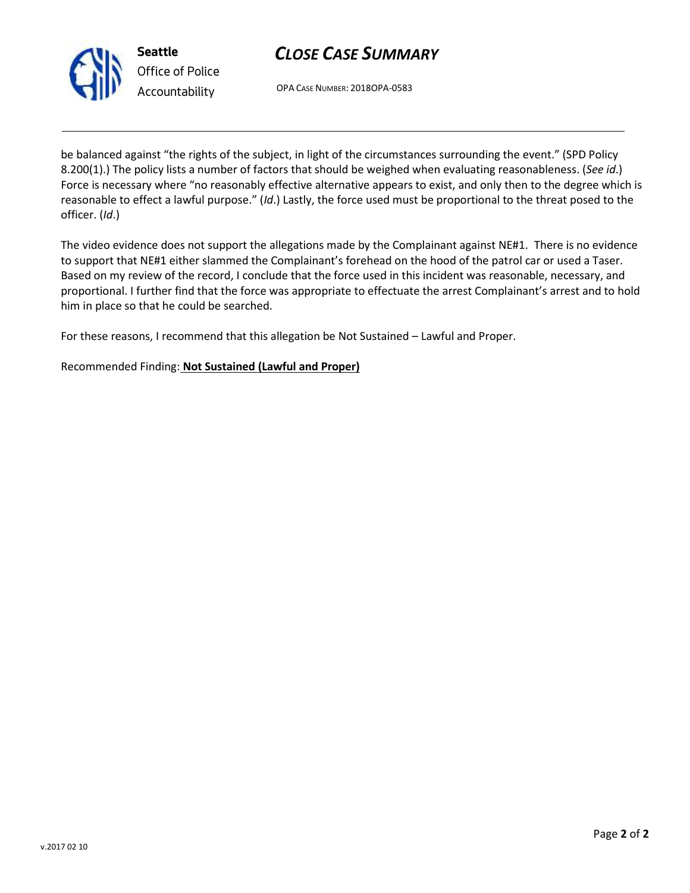be balanced against "the rights of the subject, in light of the circumstances surrounding the event." (SPD Policy 8.200(1).) The policy lists a number of factors that should be weighed when evaluating reasonableness. (*See id*.) Force is necessary where "no reasonably effective alternative appears to exist, and only then to the degree which is reasonable to effect a lawful purpose." (*Id*.) Lastly, the force used must be proportional to the threat posed to the officer. (*Id*.)

The video evidence does not support the allegations made by the Complainant against NE#1. There is no evidence to support that NE#1 either slammed the Complainant's forehead on the hood of the patrol car or used a Taser. Based on my review of the record, I conclude that the force used in this incident was reasonable, necessary, and proportional. I further find that the force was appropriate to effectuate the arrest Complainant's arrest and to hold him in place so that he could be searched.

For these reasons, I recommend that this allegation be Not Sustained – Lawful and Proper.

Recommended Finding: **Not Sustained (Lawful and Proper)**